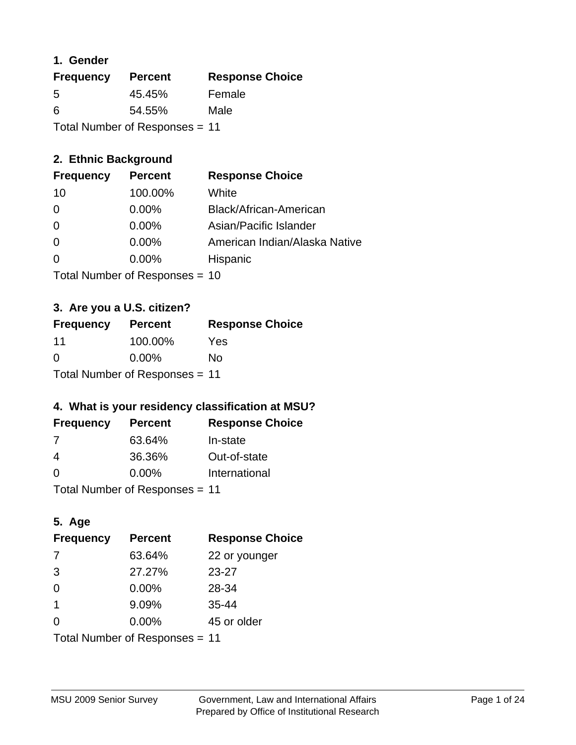## 1. Gender

| Frequency | Percent | Response Choice |
|---|---|---|
| 5 | 45.45% | Female |
| 6 | 54.55% | Male |

Total Number of Responses = 11

## 2. Ethnic Background

| Frequency | Percent | Response Choice |
|---|---|---|
| 10 | 100.00% | White |
| 0 | 0.00% | Black/African-American |
| 0 | 0.00% | Asian/Pacific Islander |
| 0 | 0.00% | American Indian/Alaska Native |
| 0 | 0.00% | Hispanic |

Total Number of Responses = 10

## 3. Are you a U.S. citizen?

| Frequency | Percent | Response Choice |
|---|---|---|
| 11 | 100.00% | Yes |
| 0 | 0.00% | No |

Total Number of Responses = 11

## 4. What is your residency classification at MSU?

| Frequency | Percent | Response Choice |
|---|---|---|
| 7 | 63.64% | In-state |
| 4 | 36.36% | Out-of-state |
| 0 | 0.00% | International |

Total Number of Responses = 11

## 5. Age

| Frequency | Percent | Response Choice |
|---|---|---|
| 7 | 63.64% | 22 or younger |
| 3 | 27.27% | 23-27 |
| 0 | 0.00% | 28-34 |
| 1 | 9.09% | 35-44 |
| 0 | 0.00% | 45 or older |

Total Number of Responses = 11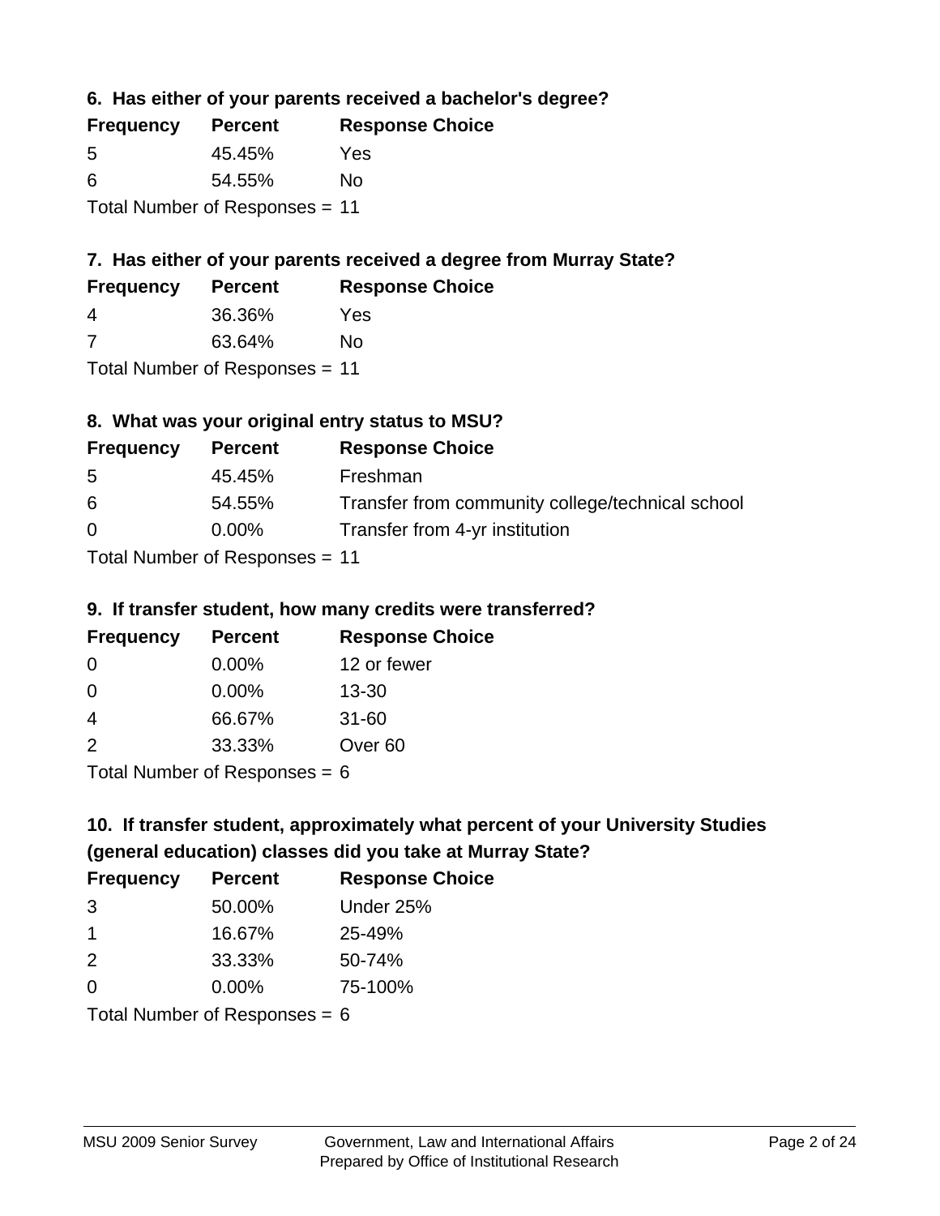### 6. Has either of your parents received a bachelor's degree?

| Frequency | Percent | Response Choice |
|---|---|---|
| 5 | 45.45% | Yes |
| 6 | 54.55% | No |

Total Number of Responses = 11

### 7. Has either of your parents received a degree from Murray State?

| Frequency | Percent | Response Choice |
|---|---|---|
| 4 | 36.36% | Yes |
| 7 | 63.64% | No |

Total Number of Responses = 11

### 8. What was your original entry status to MSU?

| Frequency | Percent | Response Choice |
|---|---|---|
| 5 | 45.45% | Freshman |
| 6 | 54.55% | Transfer from community college/technical school |
| 0 | 0.00% | Transfer from 4-yr institution |

Total Number of Responses = 11

### 9. If transfer student, how many credits were transferred?

| Frequency | Percent | Response Choice |
|---|---|---|
| 0 | 0.00% | 12 or fewer |
| 0 | 0.00% | 13-30 |
| 4 | 66.67% | 31-60 |
| 2 | 33.33% | Over 60 |

Total Number of Responses = 6

### 10. If transfer student, approximately what percent of your University Studies (general education) classes did you take at Murray State?

| Frequency | Percent | Response Choice |
|---|---|---|
| 3 | 50.00% | Under 25% |
| 1 | 16.67% | 25-49% |
| 2 | 33.33% | 50-74% |
| 0 | 0.00% | 75-100% |

Total Number of Responses = 6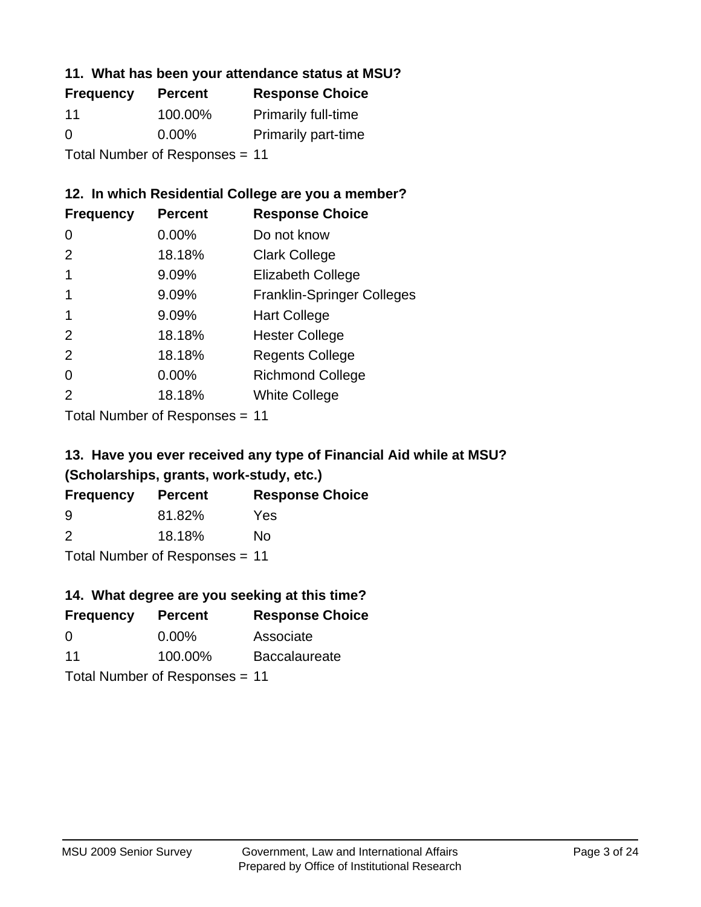### 11. What has been your attendance status at MSU?

| Frequency | Percent | Response Choice |
|---|---|---|
| 11 | 100.00% | Primarily full-time |
| 0 | 0.00% | Primarily part-time |

Total Number of Responses = 11

### 12. In which Residential College are you a member?

| Frequency | Percent | Response Choice |
|---|---|---|
| 0 | 0.00% | Do not know |
| 2 | 18.18% | Clark College |
| 1 | 9.09% | Elizabeth College |
| 1 | 9.09% | Franklin-Springer Colleges |
| 1 | 9.09% | Hart College |
| 2 | 18.18% | Hester College |
| 2 | 18.18% | Regents College |
| 0 | 0.00% | Richmond College |
| 2 | 18.18% | White College |

Total Number of Responses = 11

### 13. Have you ever received any type of Financial Aid while at MSU? (Scholarships, grants, work-study, etc.)

| Frequency | Percent | Response Choice |
|---|---|---|
| 9 | 81.82% | Yes |
| 2 | 18.18% | No |

Total Number of Responses = 11

### 14. What degree are you seeking at this time?

| Frequency | Percent | Response Choice |
|---|---|---|
| 0 | 0.00% | Associate |
| 11 | 100.00% | Baccalaureate |

Total Number of Responses = 11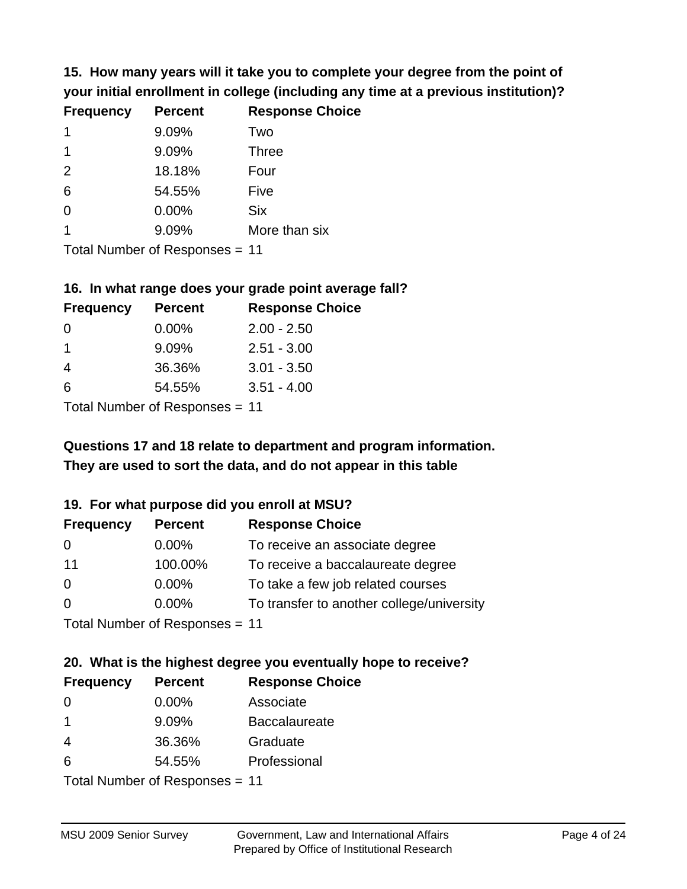### 15. How many years will it take you to complete your degree from the point of your initial enrollment in college (including any time at a previous institution)?

| Frequency | Percent | Response Choice |
| --- | --- | --- |
| 1 | 9.09% | Two |
| 1 | 9.09% | Three |
| 2 | 18.18% | Four |
| 6 | 54.55% | Five |
| 0 | 0.00% | Six |
| 1 | 9.09% | More than six |

Total Number of Responses = 11

### 16. In what range does your grade point average fall?

| Frequency | Percent | Response Choice |
| --- | --- | --- |
| 0 | 0.00% | 2.00 - 2.50 |
| 1 | 9.09% | 2.51 - 3.00 |
| 4 | 36.36% | 3.01 - 3.50 |
| 6 | 54.55% | 3.51 - 4.00 |

Total Number of Responses = 11

**Questions 17 and 18 relate to department and program information. They are used to sort the data, and do not appear in this table**

### 19. For what purpose did you enroll at MSU?

| Frequency | Percent | Response Choice |
| --- | --- | --- |
| 0 | 0.00% | To receive an associate degree |
| 11 | 100.00% | To receive a baccalaureate degree |
| 0 | 0.00% | To take a few job related courses |
| 0 | 0.00% | To transfer to another college/university |

Total Number of Responses = 11

### 20. What is the highest degree you eventually hope to receive?

| Frequency | Percent | Response Choice |
| --- | --- | --- |
| 0 | 0.00% | Associate |
| 1 | 9.09% | Baccalaureate |
| 4 | 36.36% | Graduate |
| 6 | 54.55% | Professional |

Total Number of Responses = 11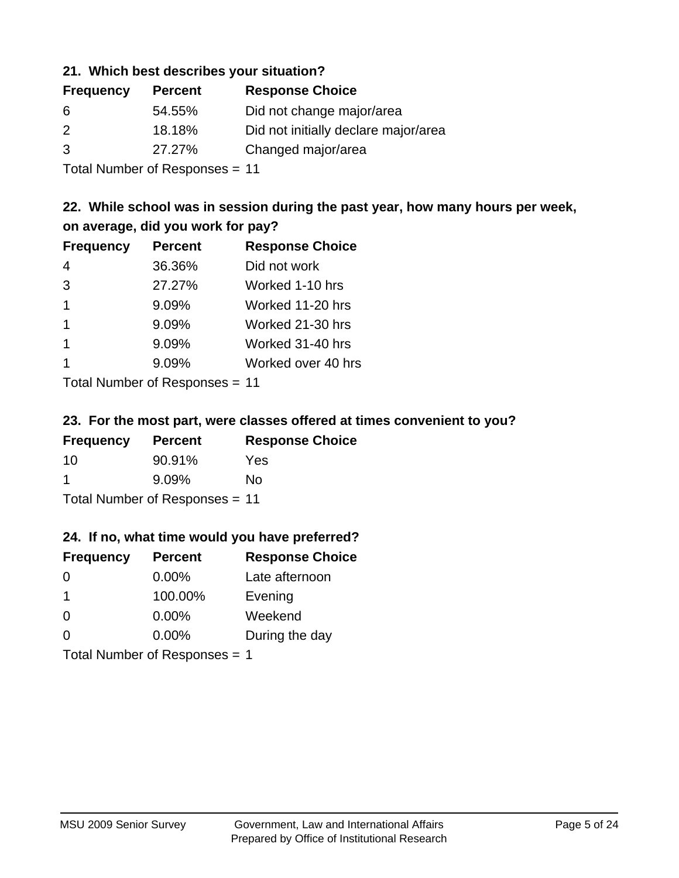### 21. Which best describes your situation?

| Frequency | Percent | Response Choice |
|---|---|---|
| 6 | 54.55% | Did not change major/area |
| 2 | 18.18% | Did not initially declare major/area |
| 3 | 27.27% | Changed major/area |

Total Number of Responses = 11

### 22. While school was in session during the past year, how many hours per week, on average, did you work for pay?

| Frequency | Percent | Response Choice |
|---|---|---|
| 4 | 36.36% | Did not work |
| 3 | 27.27% | Worked 1-10 hrs |
| 1 | 9.09% | Worked 11-20 hrs |
| 1 | 9.09% | Worked 21-30 hrs |
| 1 | 9.09% | Worked 31-40 hrs |
| 1 | 9.09% | Worked over 40 hrs |

Total Number of Responses = 11

### 23. For the most part, were classes offered at times convenient to you?

| Frequency | Percent | Response Choice |
|---|---|---|
| 10 | 90.91% | Yes |
| 1 | 9.09% | No |

Total Number of Responses = 11

### 24. If no, what time would you have preferred?

| Frequency | Percent | Response Choice |
|---|---|---|
| 0 | 0.00% | Late afternoon |
| 1 | 100.00% | Evening |
| 0 | 0.00% | Weekend |
| 0 | 0.00% | During the day |

Total Number of Responses = 1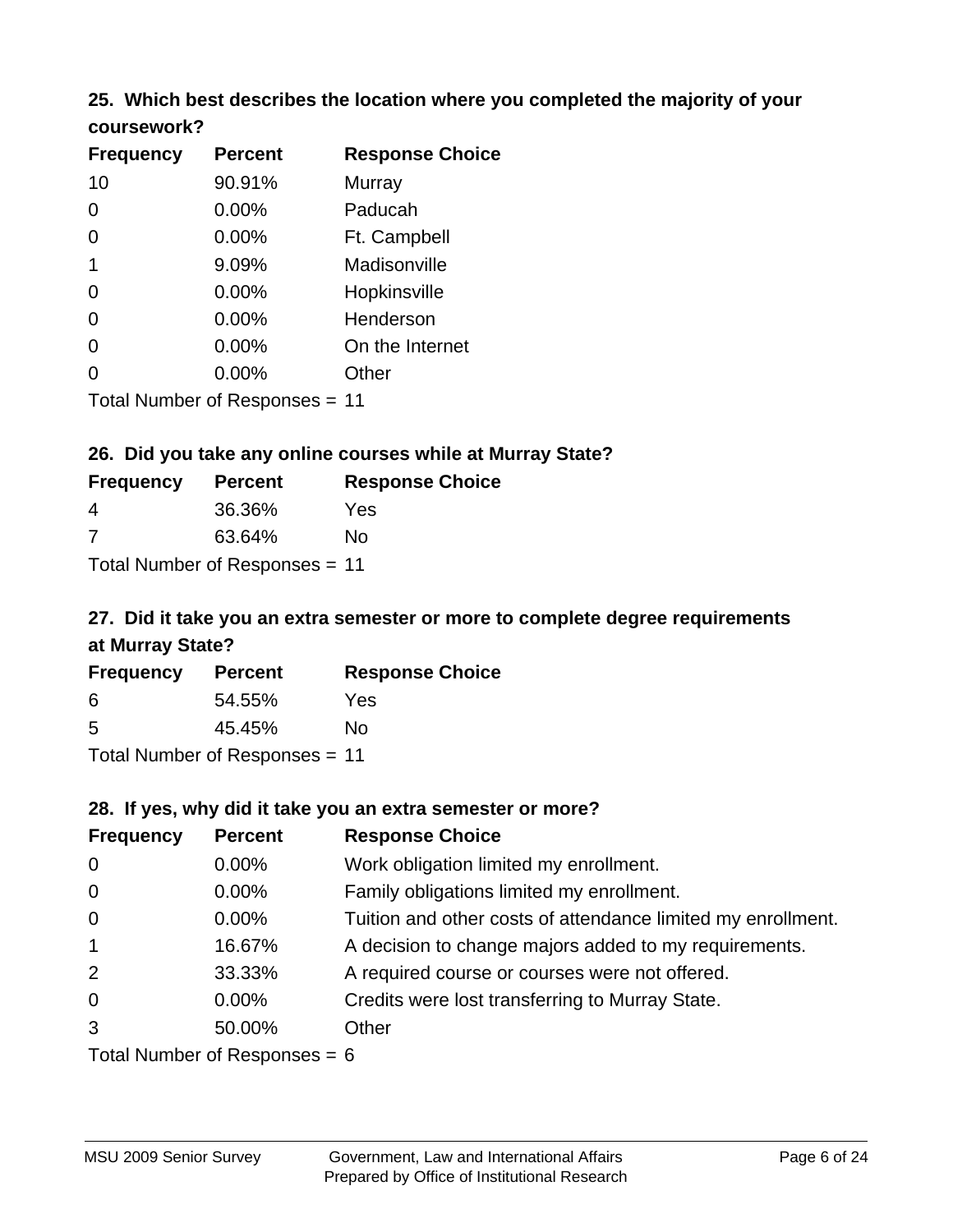### 25. Which best describes the location where you completed the majority of your coursework?

| Frequency | Percent | Response Choice |
|---|---|---|
| 10 | 90.91% | Murray |
| 0 | 0.00% | Paducah |
| 0 | 0.00% | Ft. Campbell |
| 1 | 9.09% | Madisonville |
| 0 | 0.00% | Hopkinsville |
| 0 | 0.00% | Henderson |
| 0 | 0.00% | On the Internet |
| 0 | 0.00% | Other |

Total Number of Responses = 11

### 26. Did you take any online courses while at Murray State?

| Frequency | Percent | Response Choice |
|---|---|---|
| 4 | 36.36% | Yes |
| 7 | 63.64% | No |

Total Number of Responses = 11

### 27. Did it take you an extra semester or more to complete degree requirements at Murray State?

| Frequency | Percent | Response Choice |
|---|---|---|
| 6 | 54.55% | Yes |
| 5 | 45.45% | No |

Total Number of Responses = 11

### 28. If yes, why did it take you an extra semester or more?

| Frequency | Percent | Response Choice |
|---|---|---|
| 0 | 0.00% | Work obligation limited my enrollment. |
| 0 | 0.00% | Family obligations limited my enrollment. |
| 0 | 0.00% | Tuition and other costs of attendance limited my enrollment. |
| 1 | 16.67% | A decision to change majors added to my requirements. |
| 2 | 33.33% | A required course or courses were not offered. |
| 0 | 0.00% | Credits were lost transferring to Murray State. |
| 3 | 50.00% | Other |

Total Number of Responses = 6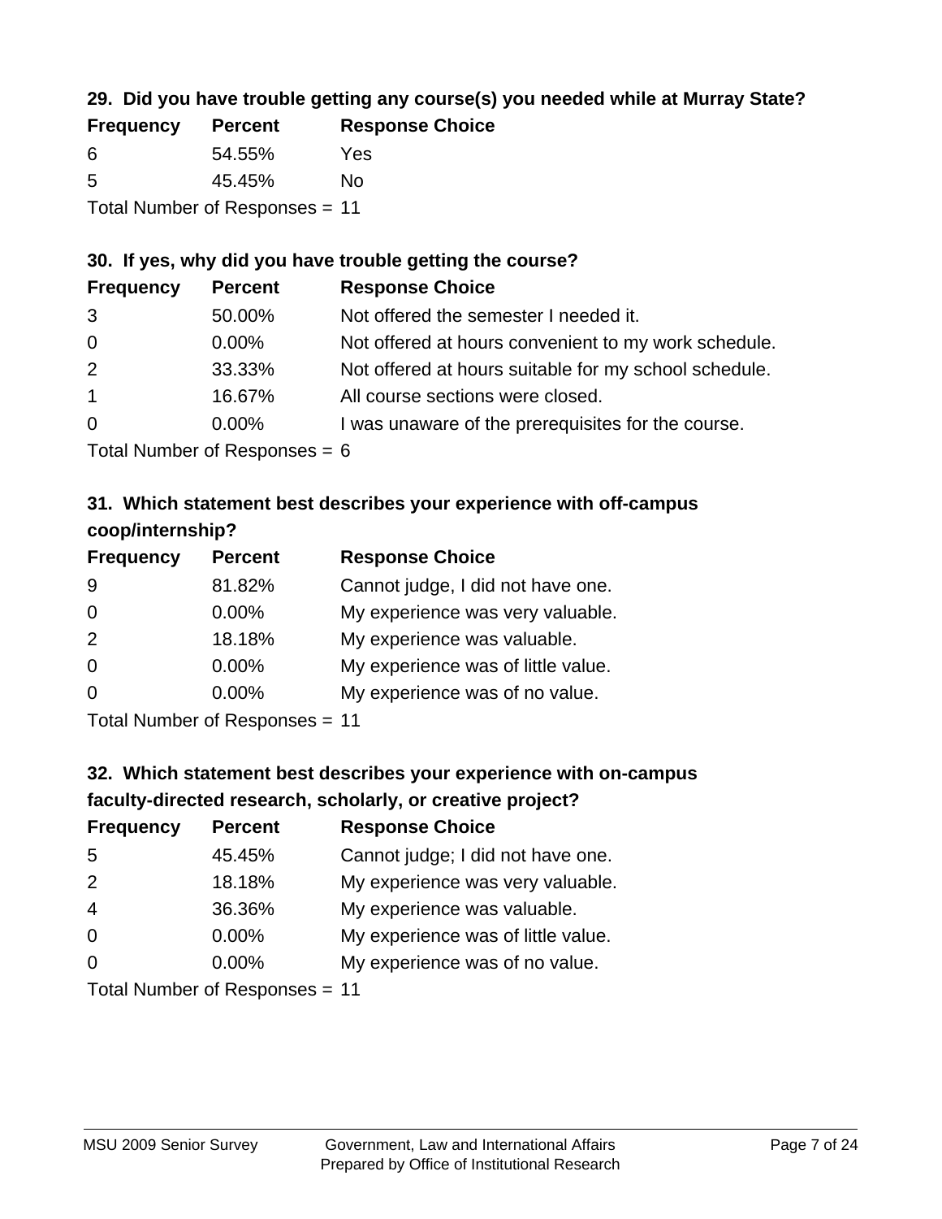### 29. Did you have trouble getting any course(s) you needed while at Murray State?

| Frequency | Percent | Response Choice |
|---|---|---|
| 6 | 54.55% | Yes |
| 5 | 45.45% | No |

Total Number of Responses = 11

### 30. If yes, why did you have trouble getting the course?

| Frequency | Percent | Response Choice |
|---|---|---|
| 3 | 50.00% | Not offered the semester I needed it. |
| 0 | 0.00% | Not offered at hours convenient to my work schedule. |
| 2 | 33.33% | Not offered at hours suitable for my school schedule. |
| 1 | 16.67% | All course sections were closed. |
| 0 | 0.00% | I was unaware of the prerequisites for the course. |

Total Number of Responses = 6

### 31. Which statement best describes your experience with off-campus coop/internship?

| Frequency | Percent | Response Choice |
|---|---|---|
| 9 | 81.82% | Cannot judge, I did not have one. |
| 0 | 0.00% | My experience was very valuable. |
| 2 | 18.18% | My experience was valuable. |
| 0 | 0.00% | My experience was of little value. |
| 0 | 0.00% | My experience was of no value. |

Total Number of Responses = 11

### 32. Which statement best describes your experience with on-campus faculty-directed research, scholarly, or creative project?

| Frequency | Percent | Response Choice |
|---|---|---|
| 5 | 45.45% | Cannot judge; I did not have one. |
| 2 | 18.18% | My experience was very valuable. |
| 4 | 36.36% | My experience was valuable. |
| 0 | 0.00% | My experience was of little value. |
| 0 | 0.00% | My experience was of no value. |

Total Number of Responses = 11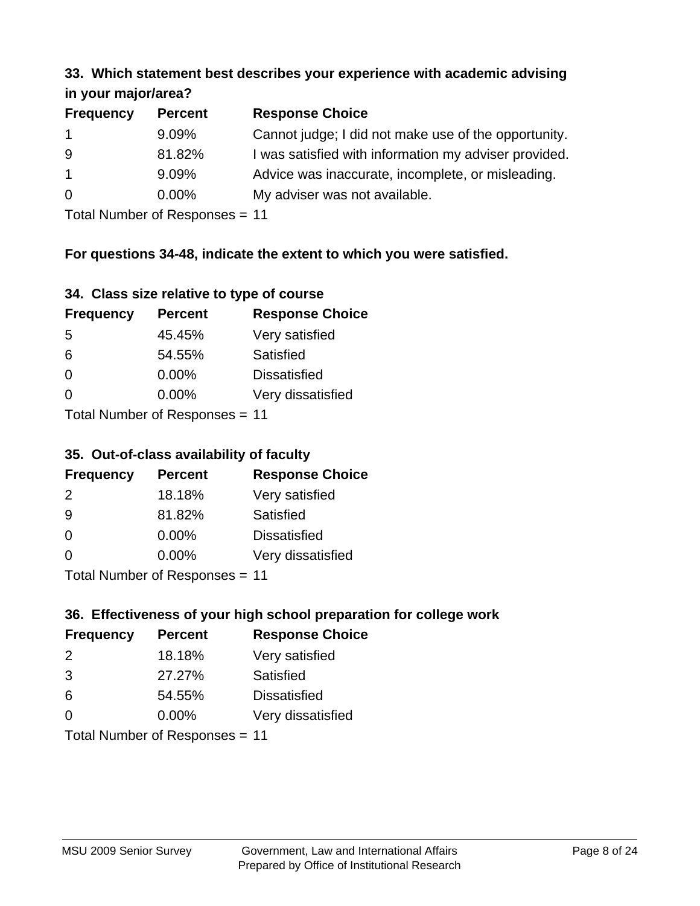### 33. Which statement best describes your experience with academic advising in your major/area?

| Frequency | Percent | Response Choice |
|---|---|---|
| 1 | 9.09% | Cannot judge; I did not make use of the opportunity. |
| 9 | 81.82% | I was satisfied with information my adviser provided. |
| 1 | 9.09% | Advice was inaccurate, incomplete, or misleading. |
| 0 | 0.00% | My adviser was not available. |

Total Number of Responses = 11

**For questions 34-48, indicate the extent to which you were satisfied.**

### 34. Class size relative to type of course

| Frequency | Percent | Response Choice |
|---|---|---|
| 5 | 45.45% | Very satisfied |
| 6 | 54.55% | Satisfied |
| 0 | 0.00% | Dissatisfied |
| 0 | 0.00% | Very dissatisfied |

Total Number of Responses = 11

### 35. Out-of-class availability of faculty

| Frequency | Percent | Response Choice |
|---|---|---|
| 2 | 18.18% | Very satisfied |
| 9 | 81.82% | Satisfied |
| 0 | 0.00% | Dissatisfied |
| 0 | 0.00% | Very dissatisfied |

Total Number of Responses = 11

### 36. Effectiveness of your high school preparation for college work

| Frequency | Percent | Response Choice |
|---|---|---|
| 2 | 18.18% | Very satisfied |
| 3 | 27.27% | Satisfied |
| 6 | 54.55% | Dissatisfied |
| 0 | 0.00% | Very dissatisfied |

Total Number of Responses = 11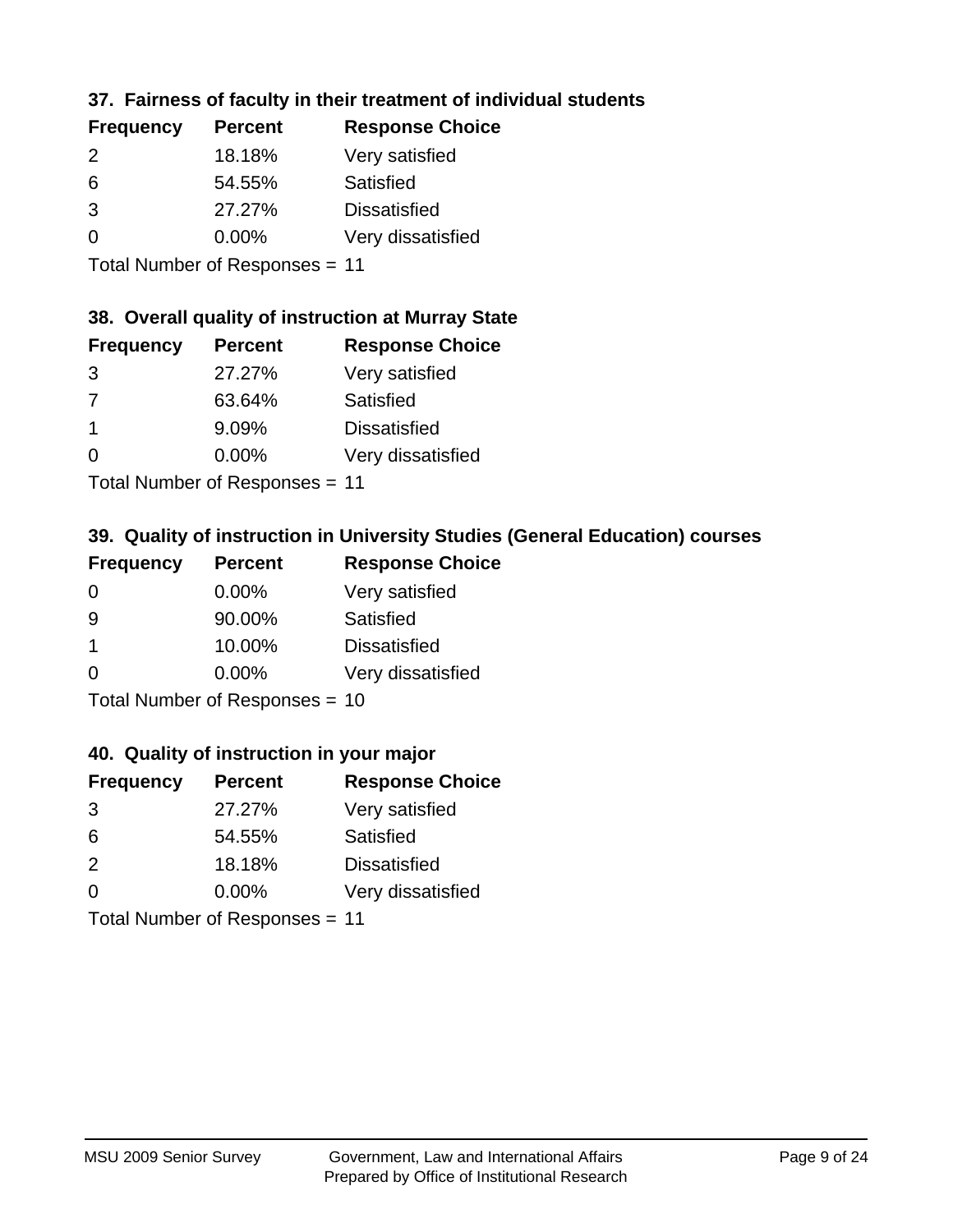### 37. Fairness of faculty in their treatment of individual students

| Frequency | Percent | Response Choice |
| --- | --- | --- |
| 2 | 18.18% | Very satisfied |
| 6 | 54.55% | Satisfied |
| 3 | 27.27% | Dissatisfied |
| 0 | 0.00% | Very dissatisfied |

Total Number of Responses = 11

### 38. Overall quality of instruction at Murray State

| Frequency | Percent | Response Choice |
| --- | --- | --- |
| 3 | 27.27% | Very satisfied |
| 7 | 63.64% | Satisfied |
| 1 | 9.09% | Dissatisfied |
| 0 | 0.00% | Very dissatisfied |

Total Number of Responses = 11

### 39. Quality of instruction in University Studies (General Education) courses

| Frequency | Percent | Response Choice |
| --- | --- | --- |
| 0 | 0.00% | Very satisfied |
| 9 | 90.00% | Satisfied |
| 1 | 10.00% | Dissatisfied |
| 0 | 0.00% | Very dissatisfied |

Total Number of Responses = 10

### 40. Quality of instruction in your major

| Frequency | Percent | Response Choice |
| --- | --- | --- |
| 3 | 27.27% | Very satisfied |
| 6 | 54.55% | Satisfied |
| 2 | 18.18% | Dissatisfied |
| 0 | 0.00% | Very dissatisfied |

Total Number of Responses = 11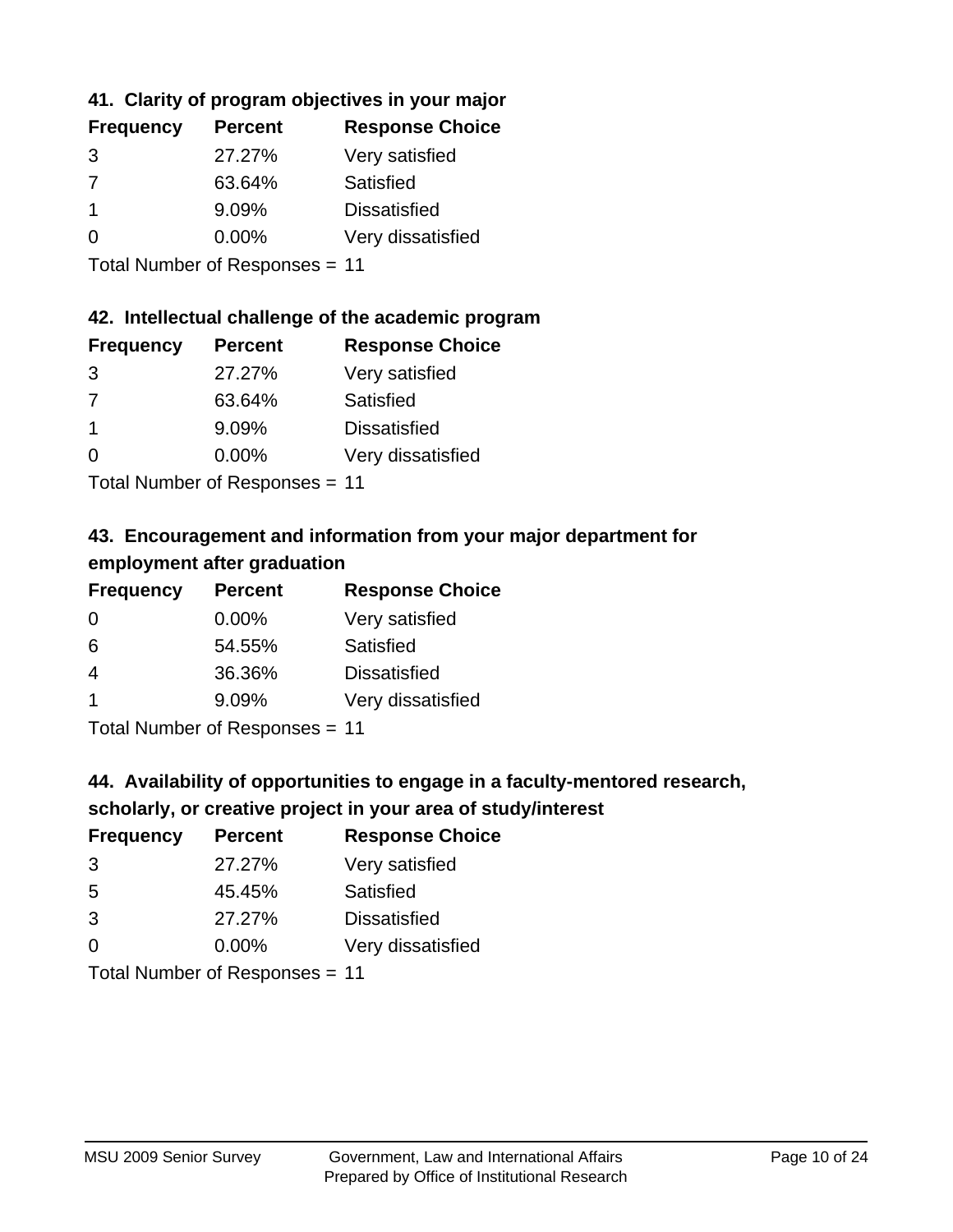### 41. Clarity of program objectives in your major

| Frequency | Percent | Response Choice |
|---|---|---|
| 3 | 27.27% | Very satisfied |
| 7 | 63.64% | Satisfied |
| 1 | 9.09% | Dissatisfied |
| 0 | 0.00% | Very dissatisfied |

Total Number of Responses = 11

### 42. Intellectual challenge of the academic program

| Frequency | Percent | Response Choice |
|---|---|---|
| 3 | 27.27% | Very satisfied |
| 7 | 63.64% | Satisfied |
| 1 | 9.09% | Dissatisfied |
| 0 | 0.00% | Very dissatisfied |

Total Number of Responses = 11

### 43. Encouragement and information from your major department for employment after graduation

| Frequency | Percent | Response Choice |
|---|---|---|
| 0 | 0.00% | Very satisfied |
| 6 | 54.55% | Satisfied |
| 4 | 36.36% | Dissatisfied |
| 1 | 9.09% | Very dissatisfied |

Total Number of Responses = 11

### 44. Availability of opportunities to engage in a faculty-mentored research, scholarly, or creative project in your area of study/interest

| Frequency | Percent | Response Choice |
|---|---|---|
| 3 | 27.27% | Very satisfied |
| 5 | 45.45% | Satisfied |
| 3 | 27.27% | Dissatisfied |
| 0 | 0.00% | Very dissatisfied |

Total Number of Responses = 11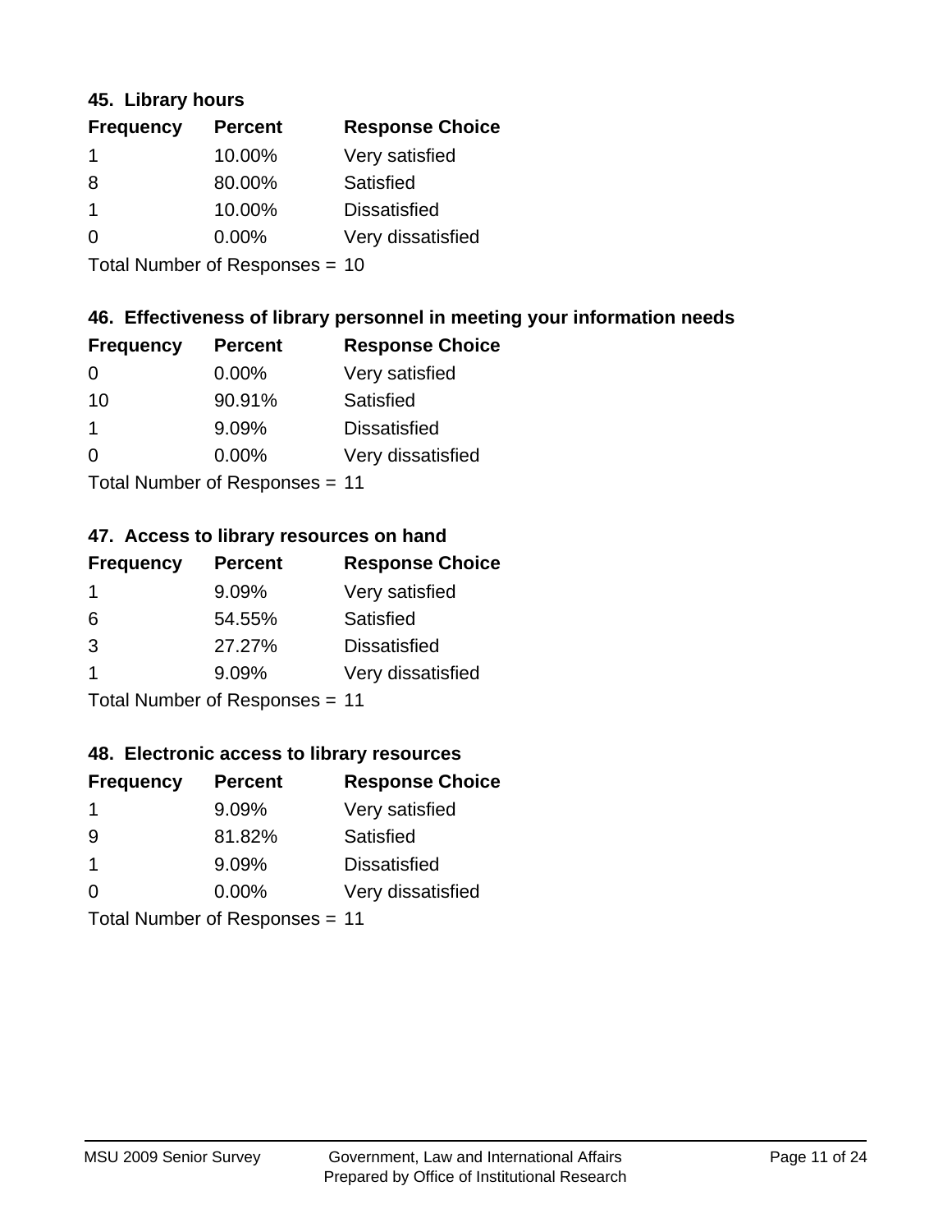### 45. Library hours

| Frequency | Percent | Response Choice |
|---|---|---|
| 1 | 10.00% | Very satisfied |
| 8 | 80.00% | Satisfied |
| 1 | 10.00% | Dissatisfied |
| 0 | 0.00% | Very dissatisfied |

Total Number of Responses = 10

### 46. Effectiveness of library personnel in meeting your information needs

| Frequency | Percent | Response Choice |
|---|---|---|
| 0 | 0.00% | Very satisfied |
| 10 | 90.91% | Satisfied |
| 1 | 9.09% | Dissatisfied |
| 0 | 0.00% | Very dissatisfied |

Total Number of Responses = 11

### 47. Access to library resources on hand

| Frequency | Percent | Response Choice |
|---|---|---|
| 1 | 9.09% | Very satisfied |
| 6 | 54.55% | Satisfied |
| 3 | 27.27% | Dissatisfied |
| 1 | 9.09% | Very dissatisfied |

Total Number of Responses = 11

### 48. Electronic access to library resources

| Frequency | Percent | Response Choice |
|---|---|---|
| 1 | 9.09% | Very satisfied |
| 9 | 81.82% | Satisfied |
| 1 | 9.09% | Dissatisfied |
| 0 | 0.00% | Very dissatisfied |

Total Number of Responses = 11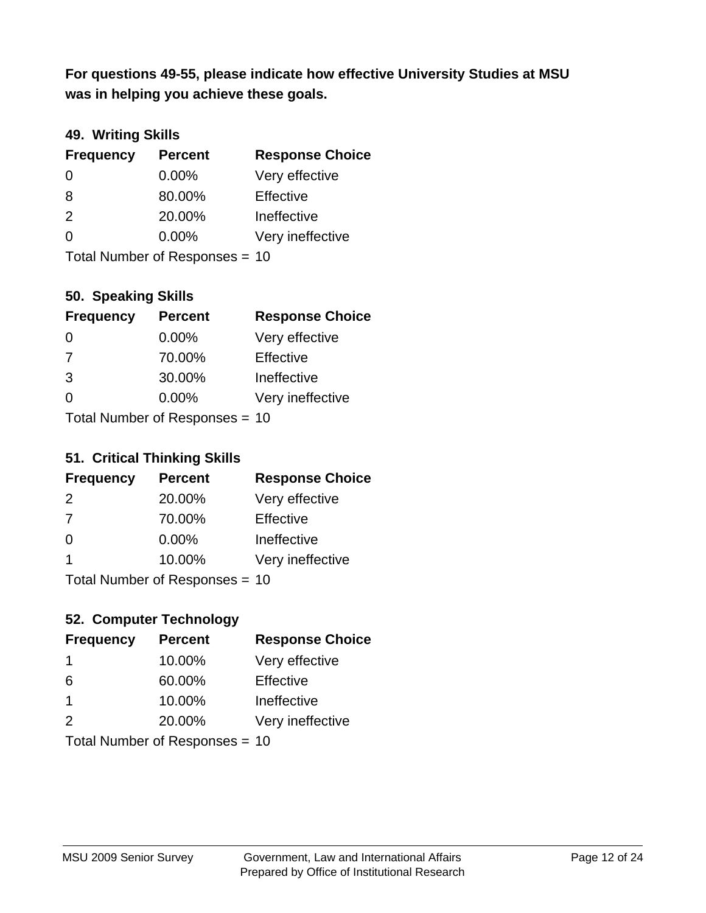**For questions 49-55, please indicate how effective University Studies at MSU was in helping you achieve these goals.**

### 49. Writing Skills

| Frequency | Percent | Response Choice |
|---|---|---|
| 0 | 0.00% | Very effective |
| 8 | 80.00% | Effective |
| 2 | 20.00% | Ineffective |
| 0 | 0.00% | Very ineffective |

Total Number of Responses = 10

### 50. Speaking Skills

| Frequency | Percent | Response Choice |
|---|---|---|
| 0 | 0.00% | Very effective |
| 7 | 70.00% | Effective |
| 3 | 30.00% | Ineffective |
| 0 | 0.00% | Very ineffective |

Total Number of Responses = 10

### 51. Critical Thinking Skills

| Frequency | Percent | Response Choice |
|---|---|---|
| 2 | 20.00% | Very effective |
| 7 | 70.00% | Effective |
| 0 | 0.00% | Ineffective |
| 1 | 10.00% | Very ineffective |

Total Number of Responses = 10

### 52. Computer Technology

| Frequency | Percent | Response Choice |
|---|---|---|
| 1 | 10.00% | Very effective |
| 6 | 60.00% | Effective |
| 1 | 10.00% | Ineffective |
| 2 | 20.00% | Very ineffective |

Total Number of Responses = 10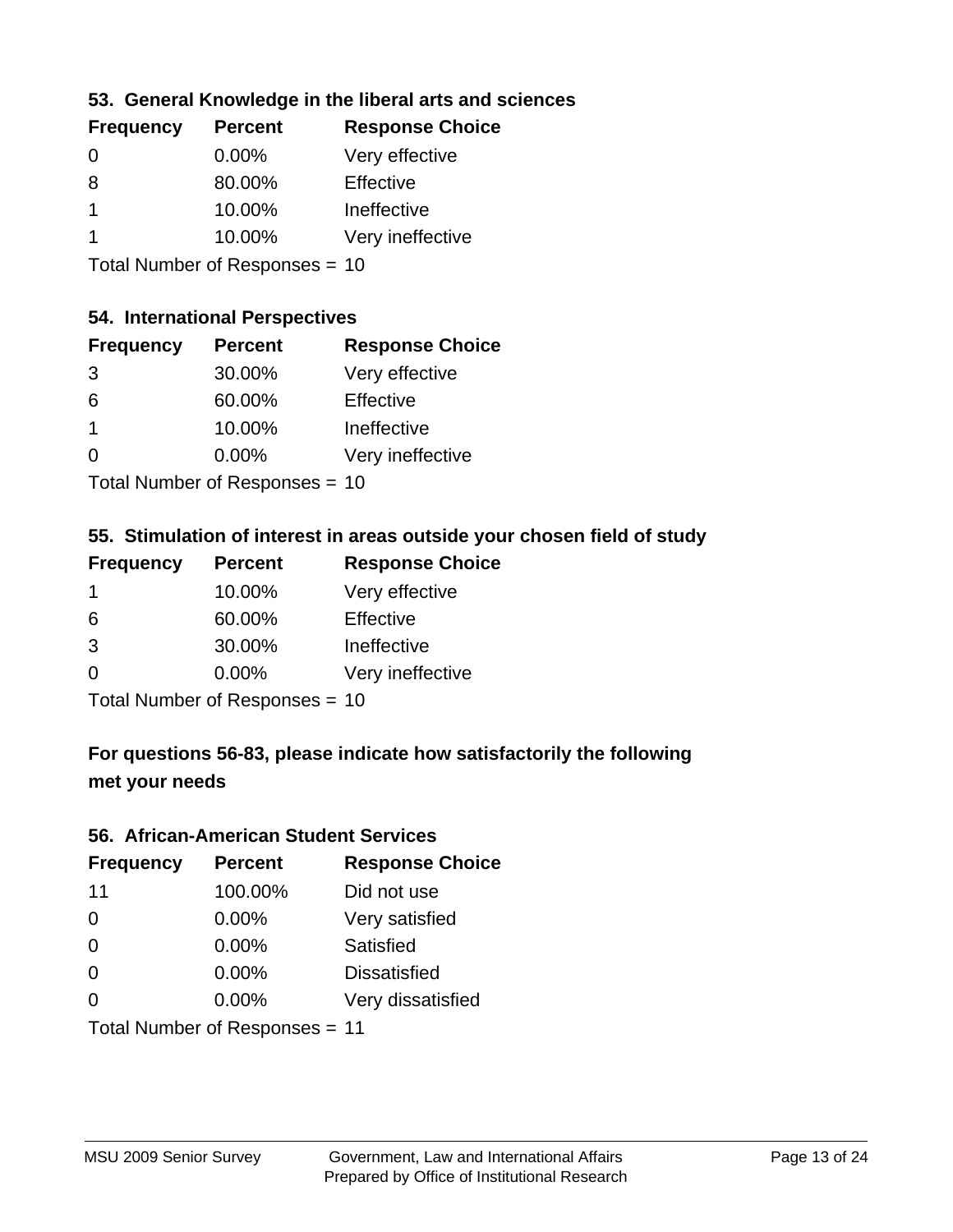### 53. General Knowledge in the liberal arts and sciences

| Frequency | Percent | Response Choice |
|---|---|---|
| 0 | 0.00% | Very effective |
| 8 | 80.00% | Effective |
| 1 | 10.00% | Ineffective |
| 1 | 10.00% | Very ineffective |

Total Number of Responses = 10

### 54. International Perspectives

| Frequency | Percent | Response Choice |
|---|---|---|
| 3 | 30.00% | Very effective |
| 6 | 60.00% | Effective |
| 1 | 10.00% | Ineffective |
| 0 | 0.00% | Very ineffective |

Total Number of Responses = 10

### 55. Stimulation of interest in areas outside your chosen field of study

| Frequency | Percent | Response Choice |
|---|---|---|
| 1 | 10.00% | Very effective |
| 6 | 60.00% | Effective |
| 3 | 30.00% | Ineffective |
| 0 | 0.00% | Very ineffective |

Total Number of Responses = 10

### For questions 56-83, please indicate how satisfactorily the following met your needs

### 56. African-American Student Services

| Frequency | Percent | Response Choice |
|---|---|---|
| 11 | 100.00% | Did not use |
| 0 | 0.00% | Very satisfied |
| 0 | 0.00% | Satisfied |
| 0 | 0.00% | Dissatisfied |
| 0 | 0.00% | Very dissatisfied |

Total Number of Responses = 11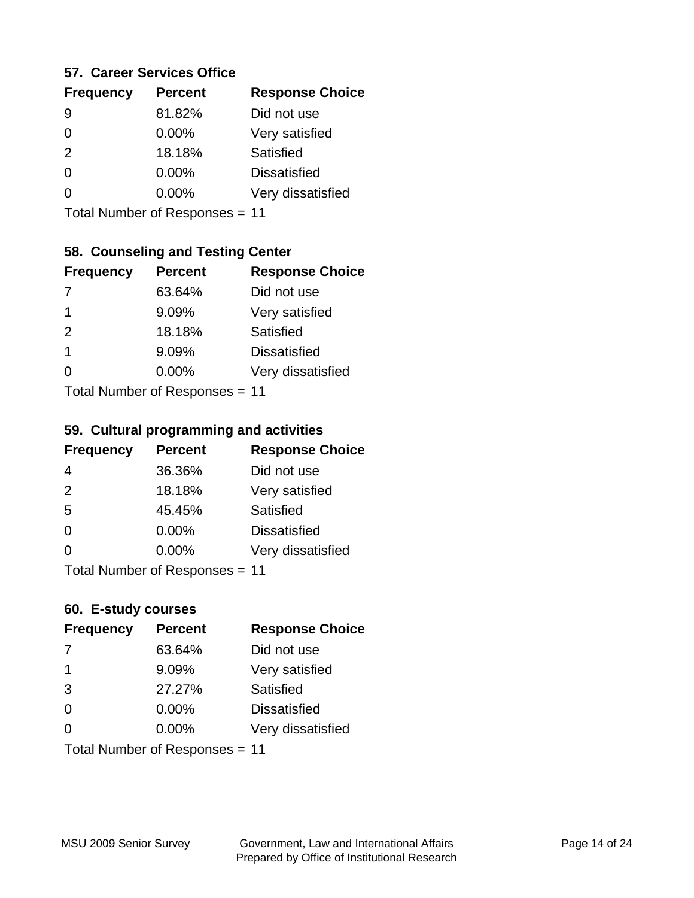### 57. Career Services Office

| Frequency | Percent | Response Choice |
|---|---|---|
| 9 | 81.82% | Did not use |
| 0 | 0.00% | Very satisfied |
| 2 | 18.18% | Satisfied |
| 0 | 0.00% | Dissatisfied |
| 0 | 0.00% | Very dissatisfied |

Total Number of Responses = 11

### 58. Counseling and Testing Center

| Frequency | Percent | Response Choice |
|---|---|---|
| 7 | 63.64% | Did not use |
| 1 | 9.09% | Very satisfied |
| 2 | 18.18% | Satisfied |
| 1 | 9.09% | Dissatisfied |
| 0 | 0.00% | Very dissatisfied |

Total Number of Responses = 11

### 59. Cultural programming and activities

| Frequency | Percent | Response Choice |
|---|---|---|
| 4 | 36.36% | Did not use |
| 2 | 18.18% | Very satisfied |
| 5 | 45.45% | Satisfied |
| 0 | 0.00% | Dissatisfied |
| 0 | 0.00% | Very dissatisfied |

Total Number of Responses = 11

### 60. E-study courses

| Frequency | Percent | Response Choice |
|---|---|---|
| 7 | 63.64% | Did not use |
| 1 | 9.09% | Very satisfied |
| 3 | 27.27% | Satisfied |
| 0 | 0.00% | Dissatisfied |
| 0 | 0.00% | Very dissatisfied |

Total Number of Responses = 11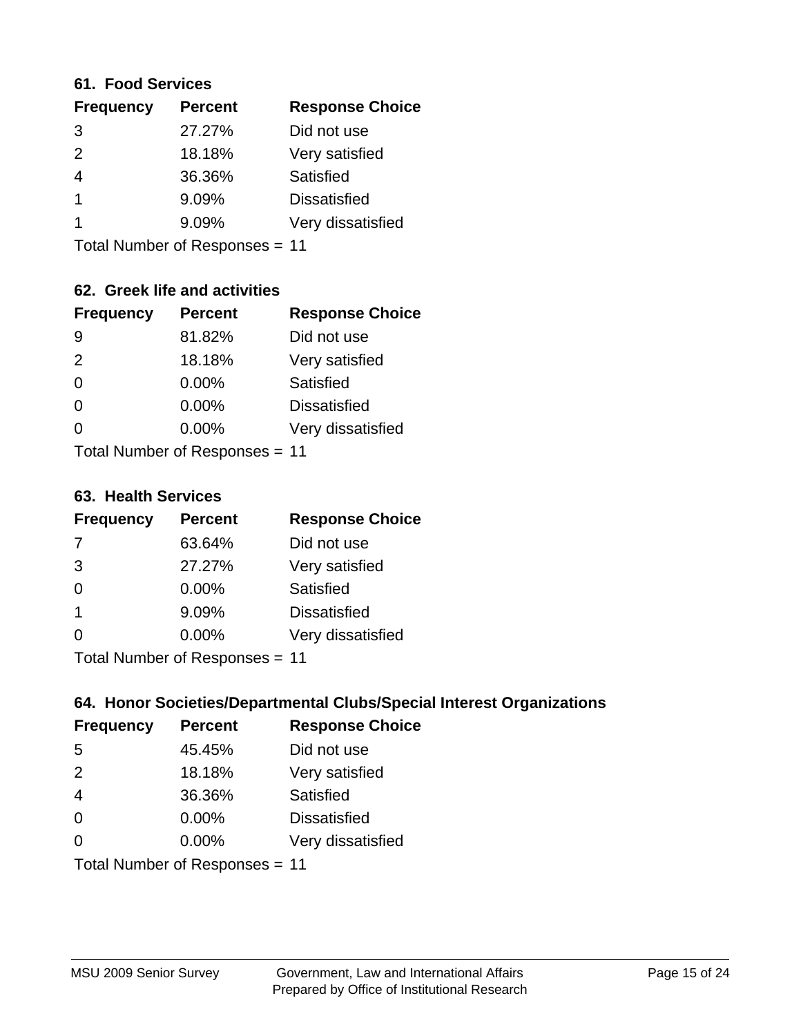### 61. Food Services

| Frequency | Percent | Response Choice |
|---|---|---|
| 3 | 27.27% | Did not use |
| 2 | 18.18% | Very satisfied |
| 4 | 36.36% | Satisfied |
| 1 | 9.09% | Dissatisfied |
| 1 | 9.09% | Very dissatisfied |

Total Number of Responses = 11

### 62. Greek life and activities

| Frequency | Percent | Response Choice |
|---|---|---|
| 9 | 81.82% | Did not use |
| 2 | 18.18% | Very satisfied |
| 0 | 0.00% | Satisfied |
| 0 | 0.00% | Dissatisfied |
| 0 | 0.00% | Very dissatisfied |

Total Number of Responses = 11

### 63. Health Services

| Frequency | Percent | Response Choice |
|---|---|---|
| 7 | 63.64% | Did not use |
| 3 | 27.27% | Very satisfied |
| 0 | 0.00% | Satisfied |
| 1 | 9.09% | Dissatisfied |
| 0 | 0.00% | Very dissatisfied |

Total Number of Responses = 11

### 64. Honor Societies/Departmental Clubs/Special Interest Organizations

| Frequency | Percent | Response Choice |
|---|---|---|
| 5 | 45.45% | Did not use |
| 2 | 18.18% | Very satisfied |
| 4 | 36.36% | Satisfied |
| 0 | 0.00% | Dissatisfied |
| 0 | 0.00% | Very dissatisfied |

Total Number of Responses = 11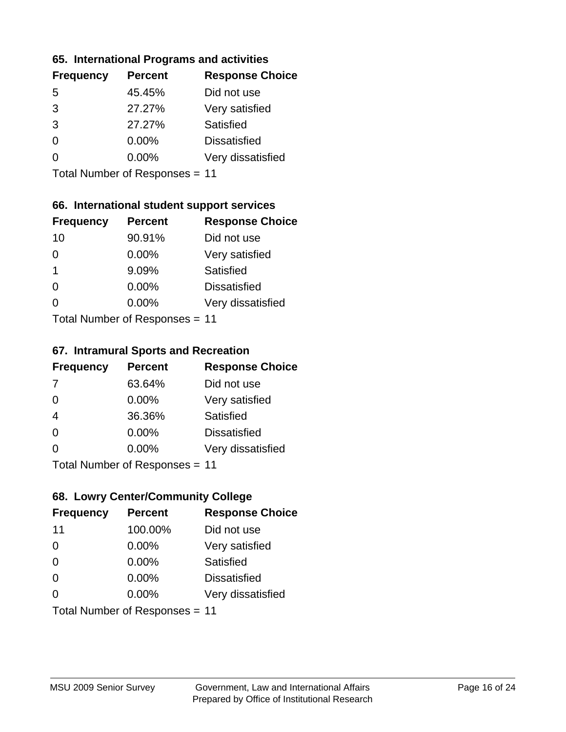### 65. International Programs and activities

| Frequency | Percent | Response Choice |
|---|---|---|
| 5 | 45.45% | Did not use |
| 3 | 27.27% | Very satisfied |
| 3 | 27.27% | Satisfied |
| 0 | 0.00% | Dissatisfied |
| 0 | 0.00% | Very dissatisfied |

Total Number of Responses = 11

### 66. International student support services

| Frequency | Percent | Response Choice |
|---|---|---|
| 10 | 90.91% | Did not use |
| 0 | 0.00% | Very satisfied |
| 1 | 9.09% | Satisfied |
| 0 | 0.00% | Dissatisfied |
| 0 | 0.00% | Very dissatisfied |

Total Number of Responses = 11

### 67. Intramural Sports and Recreation

| Frequency | Percent | Response Choice |
|---|---|---|
| 7 | 63.64% | Did not use |
| 0 | 0.00% | Very satisfied |
| 4 | 36.36% | Satisfied |
| 0 | 0.00% | Dissatisfied |
| 0 | 0.00% | Very dissatisfied |

Total Number of Responses = 11

### 68. Lowry Center/Community College

| Frequency | Percent | Response Choice |
|---|---|---|
| 11 | 100.00% | Did not use |
| 0 | 0.00% | Very satisfied |
| 0 | 0.00% | Satisfied |
| 0 | 0.00% | Dissatisfied |
| 0 | 0.00% | Very dissatisfied |

Total Number of Responses = 11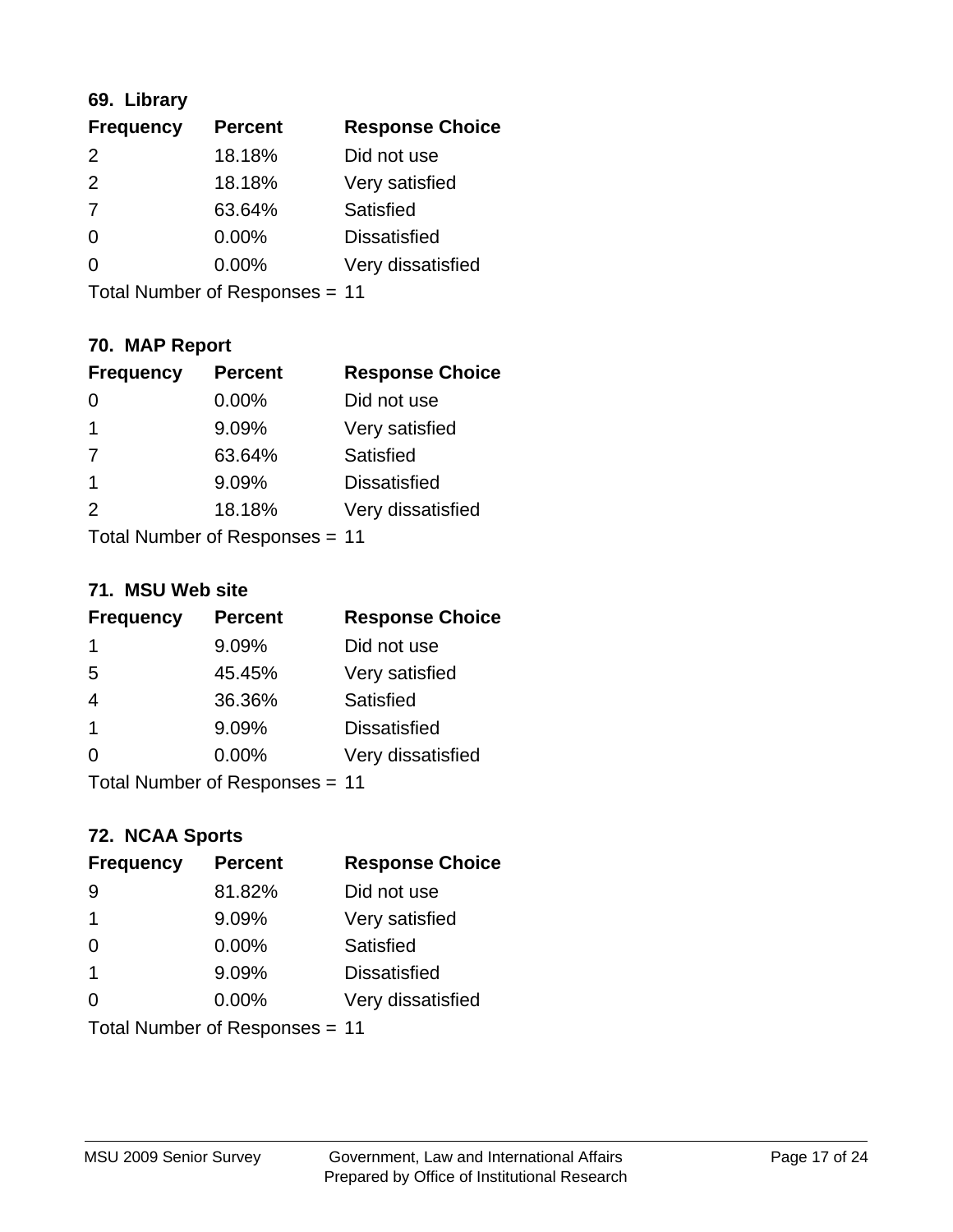### 69. Library

| Frequency | Percent | Response Choice |
|---|---|---|
| 2 | 18.18% | Did not use |
| 2 | 18.18% | Very satisfied |
| 7 | 63.64% | Satisfied |
| 0 | 0.00% | Dissatisfied |
| 0 | 0.00% | Very dissatisfied |

Total Number of Responses = 11

### 70. MAP Report

| Frequency | Percent | Response Choice |
|---|---|---|
| 0 | 0.00% | Did not use |
| 1 | 9.09% | Very satisfied |
| 7 | 63.64% | Satisfied |
| 1 | 9.09% | Dissatisfied |
| 2 | 18.18% | Very dissatisfied |

Total Number of Responses = 11

### 71. MSU Web site

| Frequency | Percent | Response Choice |
|---|---|---|
| 1 | 9.09% | Did not use |
| 5 | 45.45% | Very satisfied |
| 4 | 36.36% | Satisfied |
| 1 | 9.09% | Dissatisfied |
| 0 | 0.00% | Very dissatisfied |

Total Number of Responses = 11

### 72. NCAA Sports

| Frequency | Percent | Response Choice |
|---|---|---|
| 9 | 81.82% | Did not use |
| 1 | 9.09% | Very satisfied |
| 0 | 0.00% | Satisfied |
| 1 | 9.09% | Dissatisfied |
| 0 | 0.00% | Very dissatisfied |

Total Number of Responses = 11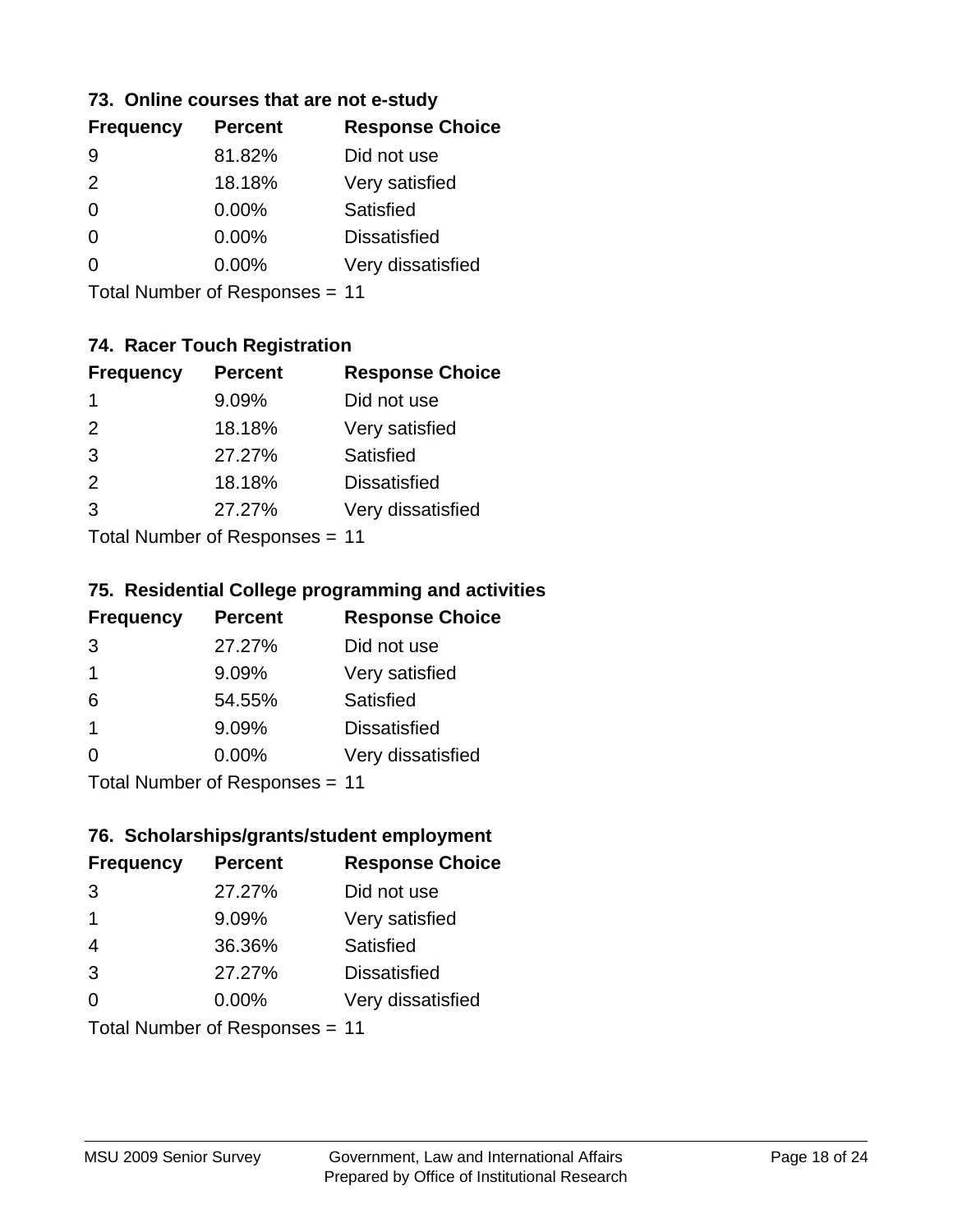### 73. Online courses that are not e-study

| Frequency | Percent | Response Choice |
|---|---|---|
| 9 | 81.82% | Did not use |
| 2 | 18.18% | Very satisfied |
| 0 | 0.00% | Satisfied |
| 0 | 0.00% | Dissatisfied |
| 0 | 0.00% | Very dissatisfied |

Total Number of Responses = 11

### 74. Racer Touch Registration

| Frequency | Percent | Response Choice |
|---|---|---|
| 1 | 9.09% | Did not use |
| 2 | 18.18% | Very satisfied |
| 3 | 27.27% | Satisfied |
| 2 | 18.18% | Dissatisfied |
| 3 | 27.27% | Very dissatisfied |

Total Number of Responses = 11

### 75. Residential College programming and activities

| Frequency | Percent | Response Choice |
|---|---|---|
| 3 | 27.27% | Did not use |
| 1 | 9.09% | Very satisfied |
| 6 | 54.55% | Satisfied |
| 1 | 9.09% | Dissatisfied |
| 0 | 0.00% | Very dissatisfied |

Total Number of Responses = 11

### 76. Scholarships/grants/student employment

| Frequency | Percent | Response Choice |
|---|---|---|
| 3 | 27.27% | Did not use |
| 1 | 9.09% | Very satisfied |
| 4 | 36.36% | Satisfied |
| 3 | 27.27% | Dissatisfied |
| 0 | 0.00% | Very dissatisfied |

Total Number of Responses = 11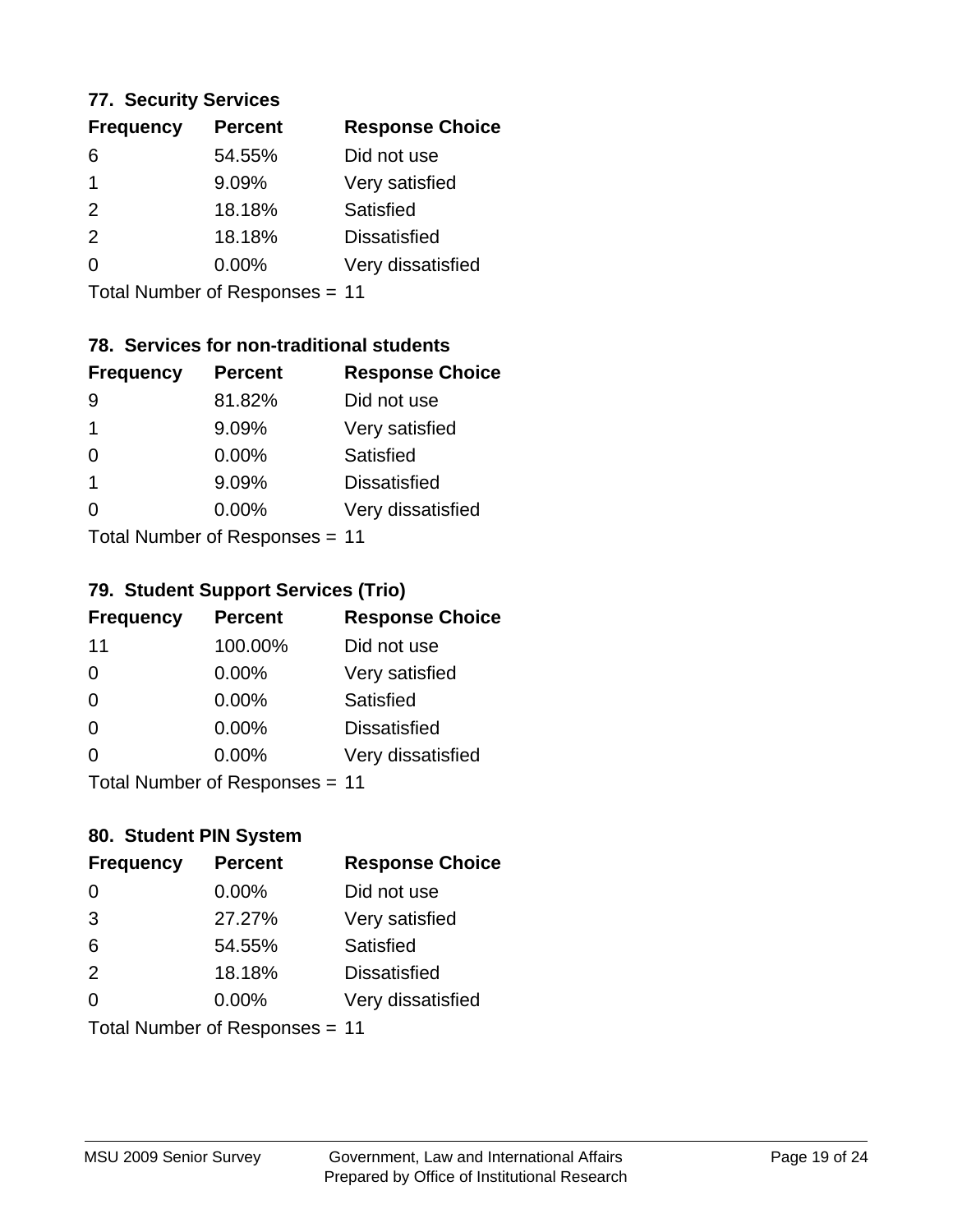### 77. Security Services

| Frequency | Percent | Response Choice |
|---|---|---|
| 6 | 54.55% | Did not use |
| 1 | 9.09% | Very satisfied |
| 2 | 18.18% | Satisfied |
| 2 | 18.18% | Dissatisfied |
| 0 | 0.00% | Very dissatisfied |

Total Number of Responses = 11

### 78. Services for non-traditional students

| Frequency | Percent | Response Choice |
|---|---|---|
| 9 | 81.82% | Did not use |
| 1 | 9.09% | Very satisfied |
| 0 | 0.00% | Satisfied |
| 1 | 9.09% | Dissatisfied |
| 0 | 0.00% | Very dissatisfied |

Total Number of Responses = 11

### 79. Student Support Services (Trio)

| Frequency | Percent | Response Choice |
|---|---|---|
| 11 | 100.00% | Did not use |
| 0 | 0.00% | Very satisfied |
| 0 | 0.00% | Satisfied |
| 0 | 0.00% | Dissatisfied |
| 0 | 0.00% | Very dissatisfied |

Total Number of Responses = 11

### 80. Student PIN System

| Frequency | Percent | Response Choice |
|---|---|---|
| 0 | 0.00% | Did not use |
| 3 | 27.27% | Very satisfied |
| 6 | 54.55% | Satisfied |
| 2 | 18.18% | Dissatisfied |
| 0 | 0.00% | Very dissatisfied |

Total Number of Responses = 11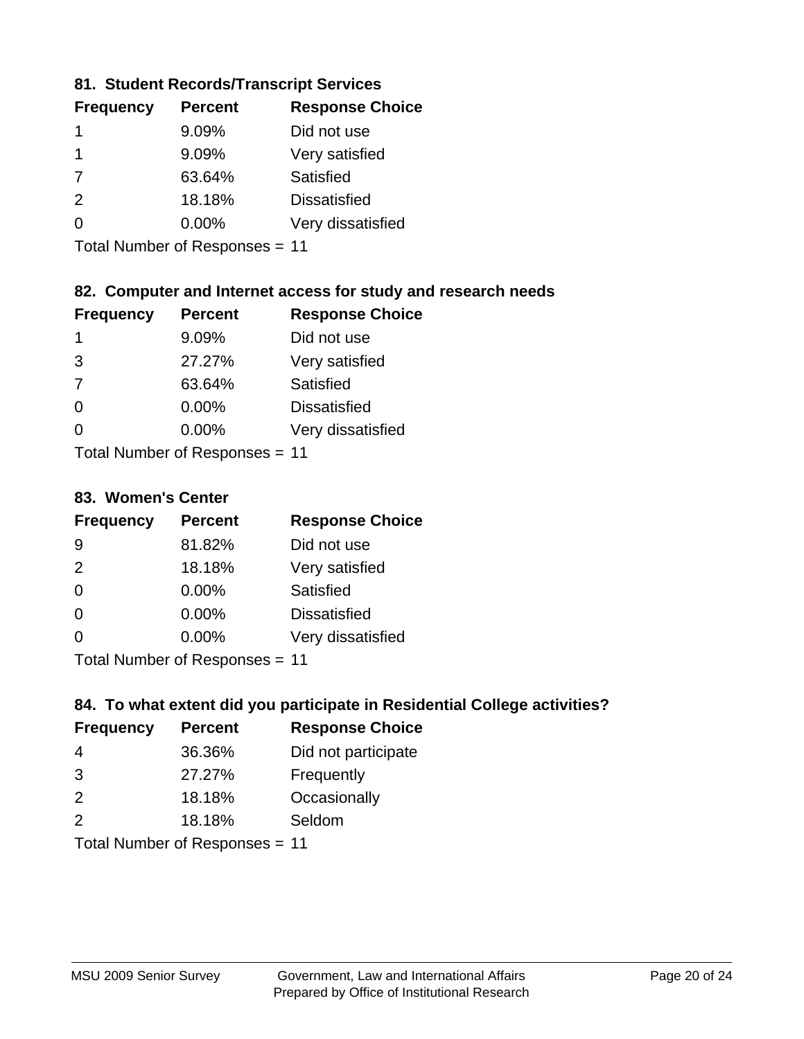### 81. Student Records/Transcript Services

| Frequency | Percent | Response Choice |
|---|---|---|
| 1 | 9.09% | Did not use |
| 1 | 9.09% | Very satisfied |
| 7 | 63.64% | Satisfied |
| 2 | 18.18% | Dissatisfied |
| 0 | 0.00% | Very dissatisfied |

Total Number of Responses = 11

### 82. Computer and Internet access for study and research needs

| Frequency | Percent | Response Choice |
|---|---|---|
| 1 | 9.09% | Did not use |
| 3 | 27.27% | Very satisfied |
| 7 | 63.64% | Satisfied |
| 0 | 0.00% | Dissatisfied |
| 0 | 0.00% | Very dissatisfied |

Total Number of Responses = 11

### 83. Women's Center

| Frequency | Percent | Response Choice |
|---|---|---|
| 9 | 81.82% | Did not use |
| 2 | 18.18% | Very satisfied |
| 0 | 0.00% | Satisfied |
| 0 | 0.00% | Dissatisfied |
| 0 | 0.00% | Very dissatisfied |

Total Number of Responses = 11

### 84. To what extent did you participate in Residential College activities?

| Frequency | Percent | Response Choice |
|---|---|---|
| 4 | 36.36% | Did not participate |
| 3 | 27.27% | Frequently |
| 2 | 18.18% | Occasionally |
| 2 | 18.18% | Seldom |

Total Number of Responses = 11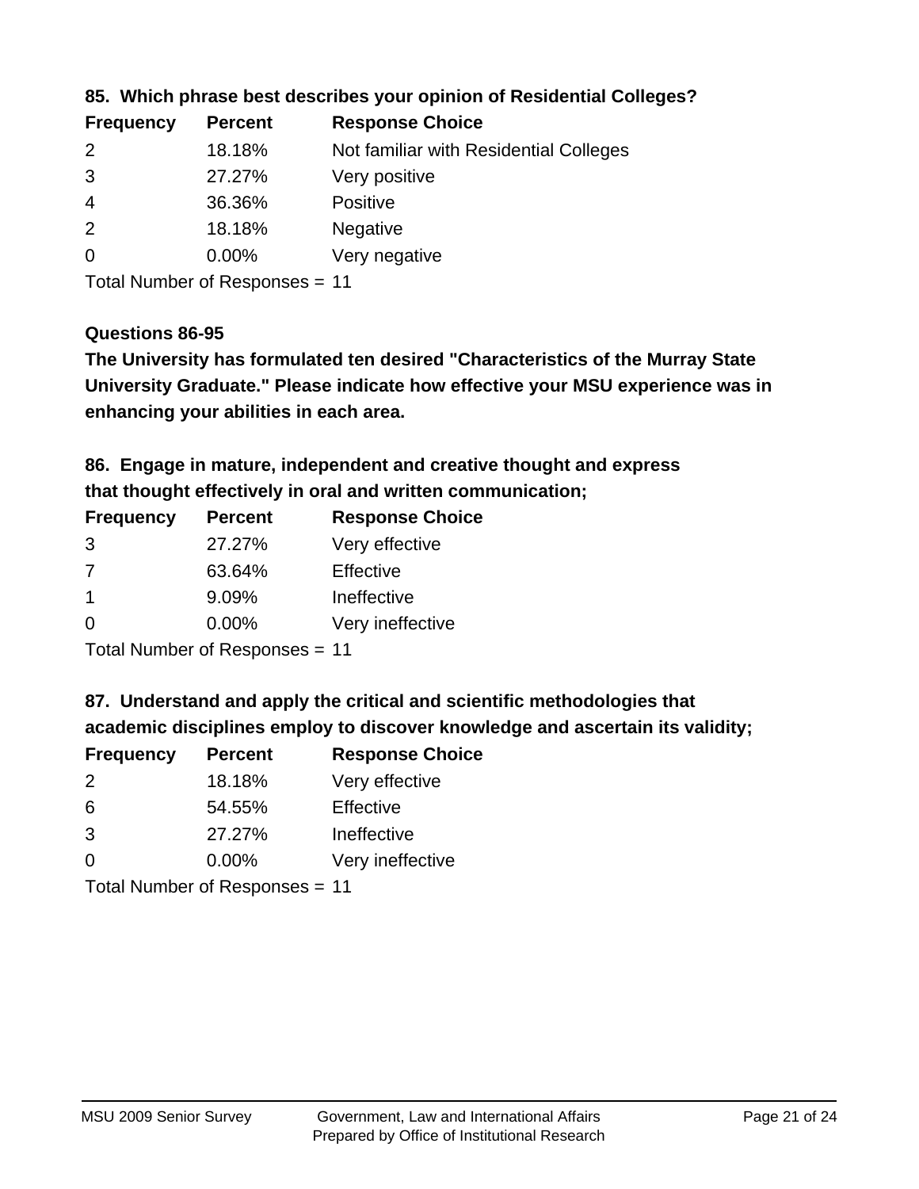**85. Which phrase best describes your opinion of Residential Colleges?**

| Frequency | Percent | Response Choice |
|---|---|---|
| 2 | 18.18% | Not familiar with Residential Colleges |
| 3 | 27.27% | Very positive |
| 4 | 36.36% | Positive |
| 2 | 18.18% | Negative |
| 0 | 0.00% | Very negative |

Total Number of Responses = 11

**Questions 86-95**

**The University has formulated ten desired "Characteristics of the Murray State University Graduate." Please indicate how effective your MSU experience was in enhancing your abilities in each area.**

**86. Engage in mature, independent and creative thought and express that thought effectively in oral and written communication;**

| Frequency | Percent | Response Choice |
|---|---|---|
| 3 | 27.27% | Very effective |
| 7 | 63.64% | Effective |
| 1 | 9.09% | Ineffective |
| 0 | 0.00% | Very ineffective |

Total Number of Responses = 11

**87. Understand and apply the critical and scientific methodologies that academic disciplines employ to discover knowledge and ascertain its validity;**

| Frequency | Percent | Response Choice |
|---|---|---|
| 2 | 18.18% | Very effective |
| 6 | 54.55% | Effective |
| 3 | 27.27% | Ineffective |
| 0 | 0.00% | Very ineffective |

Total Number of Responses = 11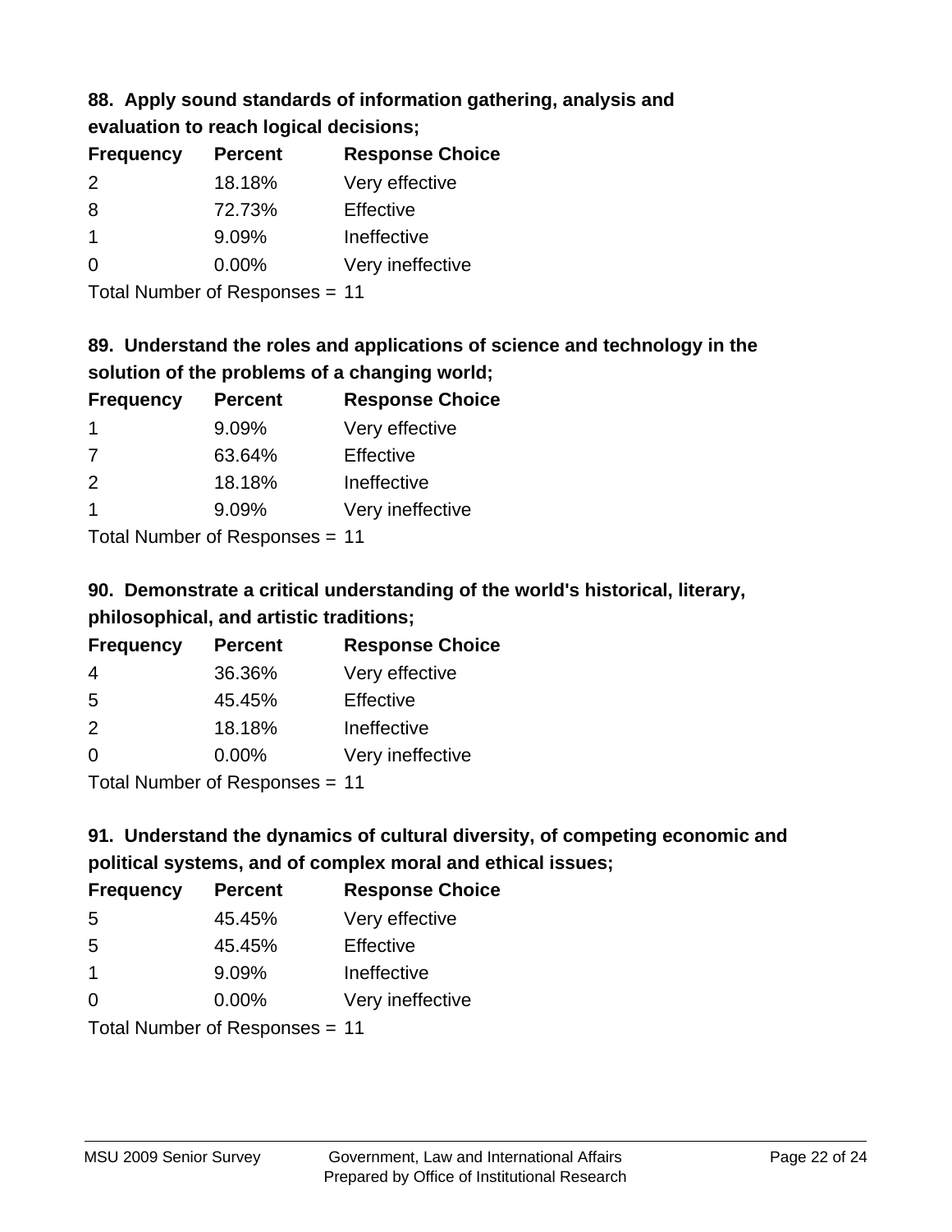**88. Apply sound standards of information gathering, analysis and evaluation to reach logical decisions;**

| Frequency | Percent | Response Choice |
|---|---|---|
| 2 | 18.18% | Very effective |
| 8 | 72.73% | Effective |
| 1 | 9.09% | Ineffective |
| 0 | 0.00% | Very ineffective |

Total Number of Responses = 11

**89. Understand the roles and applications of science and technology in the solution of the problems of a changing world;**

| Frequency | Percent | Response Choice |
|---|---|---|
| 1 | 9.09% | Very effective |
| 7 | 63.64% | Effective |
| 2 | 18.18% | Ineffective |
| 1 | 9.09% | Very ineffective |

Total Number of Responses = 11

**90. Demonstrate a critical understanding of the world's historical, literary, philosophical, and artistic traditions;**

| Frequency | Percent | Response Choice |
|---|---|---|
| 4 | 36.36% | Very effective |
| 5 | 45.45% | Effective |
| 2 | 18.18% | Ineffective |
| 0 | 0.00% | Very ineffective |

Total Number of Responses = 11

**91. Understand the dynamics of cultural diversity, of competing economic and political systems, and of complex moral and ethical issues;**

| Frequency | Percent | Response Choice |
|---|---|---|
| 5 | 45.45% | Very effective |
| 5 | 45.45% | Effective |
| 1 | 9.09% | Ineffective |
| 0 | 0.00% | Very ineffective |

Total Number of Responses = 11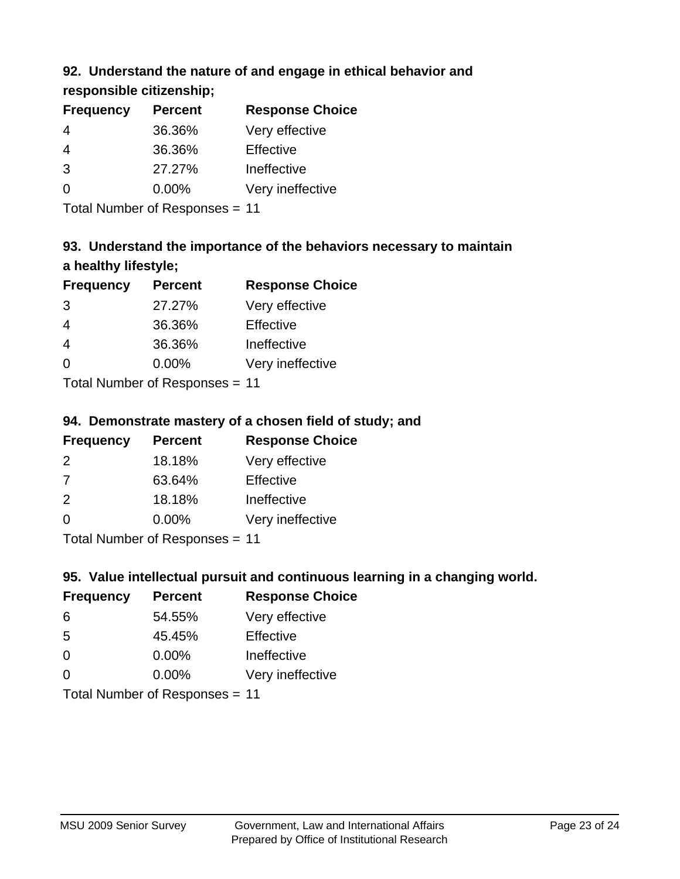### 92. Understand the nature of and engage in ethical behavior and responsible citizenship;

| Frequency | Percent | Response Choice |
|---|---|---|
| 4 | 36.36% | Very effective |
| 4 | 36.36% | Effective |
| 3 | 27.27% | Ineffective |
| 0 | 0.00% | Very ineffective |

Total Number of Responses = 11

### 93. Understand the importance of the behaviors necessary to maintain a healthy lifestyle;

| Frequency | Percent | Response Choice |
|---|---|---|
| 3 | 27.27% | Very effective |
| 4 | 36.36% | Effective |
| 4 | 36.36% | Ineffective |
| 0 | 0.00% | Very ineffective |

Total Number of Responses = 11

### 94. Demonstrate mastery of a chosen field of study; and

| Frequency | Percent | Response Choice |
|---|---|---|
| 2 | 18.18% | Very effective |
| 7 | 63.64% | Effective |
| 2 | 18.18% | Ineffective |
| 0 | 0.00% | Very ineffective |

Total Number of Responses = 11

### 95. Value intellectual pursuit and continuous learning in a changing world.

| Frequency | Percent | Response Choice |
|---|---|---|
| 6 | 54.55% | Very effective |
| 5 | 45.45% | Effective |
| 0 | 0.00% | Ineffective |
| 0 | 0.00% | Very ineffective |

Total Number of Responses = 11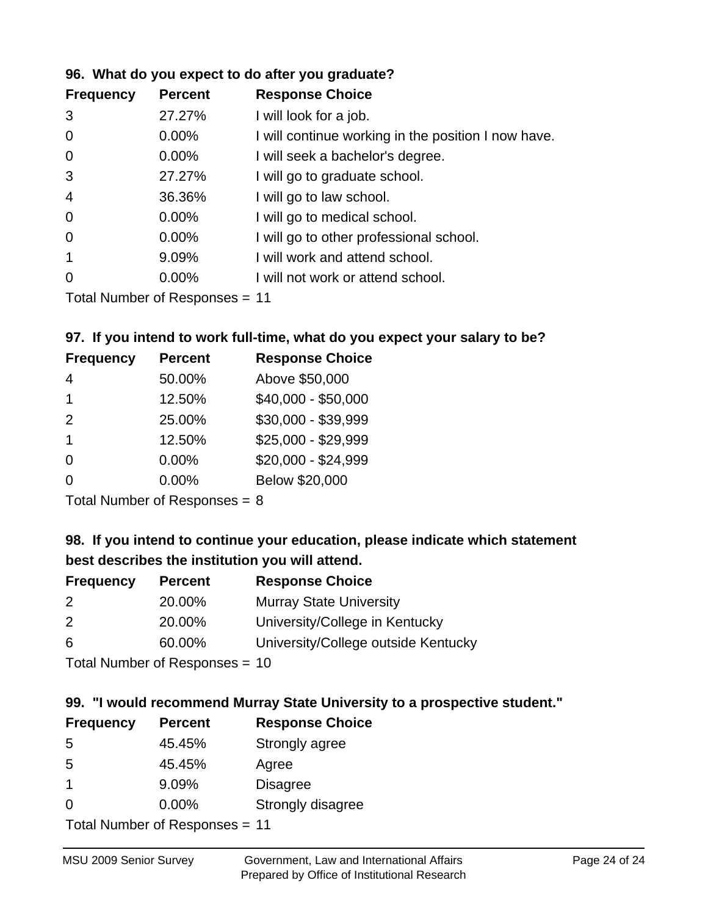### 96. What do you expect to do after you graduate?

| Frequency | Percent | Response Choice |
|---|---|---|
| 3 | 27.27% | I will look for a job. |
| 0 | 0.00% | I will continue working in the position I now have. |
| 0 | 0.00% | I will seek a bachelor's degree. |
| 3 | 27.27% | I will go to graduate school. |
| 4 | 36.36% | I will go to law school. |
| 0 | 0.00% | I will go to medical school. |
| 0 | 0.00% | I will go to other professional school. |
| 1 | 9.09% | I will work and attend school. |
| 0 | 0.00% | I will not work or attend school. |

Total Number of Responses = 11

### 97. If you intend to work full-time, what do you expect your salary to be?

| Frequency | Percent | Response Choice |
|---|---|---|
| 4 | 50.00% | Above $50,000 |
| 1 | 12.50% | $40,000 - $50,000 |
| 2 | 25.00% | $30,000 - $39,999 |
| 1 | 12.50% | $25,000 - $29,999 |
| 0 | 0.00% | $20,000 - $24,999 |
| 0 | 0.00% | Below $20,000 |

Total Number of Responses = 8

### 98. If you intend to continue your education, please indicate which statement best describes the institution you will attend.

| Frequency | Percent | Response Choice |
|---|---|---|
| 2 | 20.00% | Murray State University |
| 2 | 20.00% | University/College in Kentucky |
| 6 | 60.00% | University/College outside Kentucky |

Total Number of Responses = 10

### 99. "I would recommend Murray State University to a prospective student."

| Frequency | Percent | Response Choice |
|---|---|---|
| 5 | 45.45% | Strongly agree |
| 5 | 45.45% | Agree |
| 1 | 9.09% | Disagree |
| 0 | 0.00% | Strongly disagree |

Total Number of Responses = 11